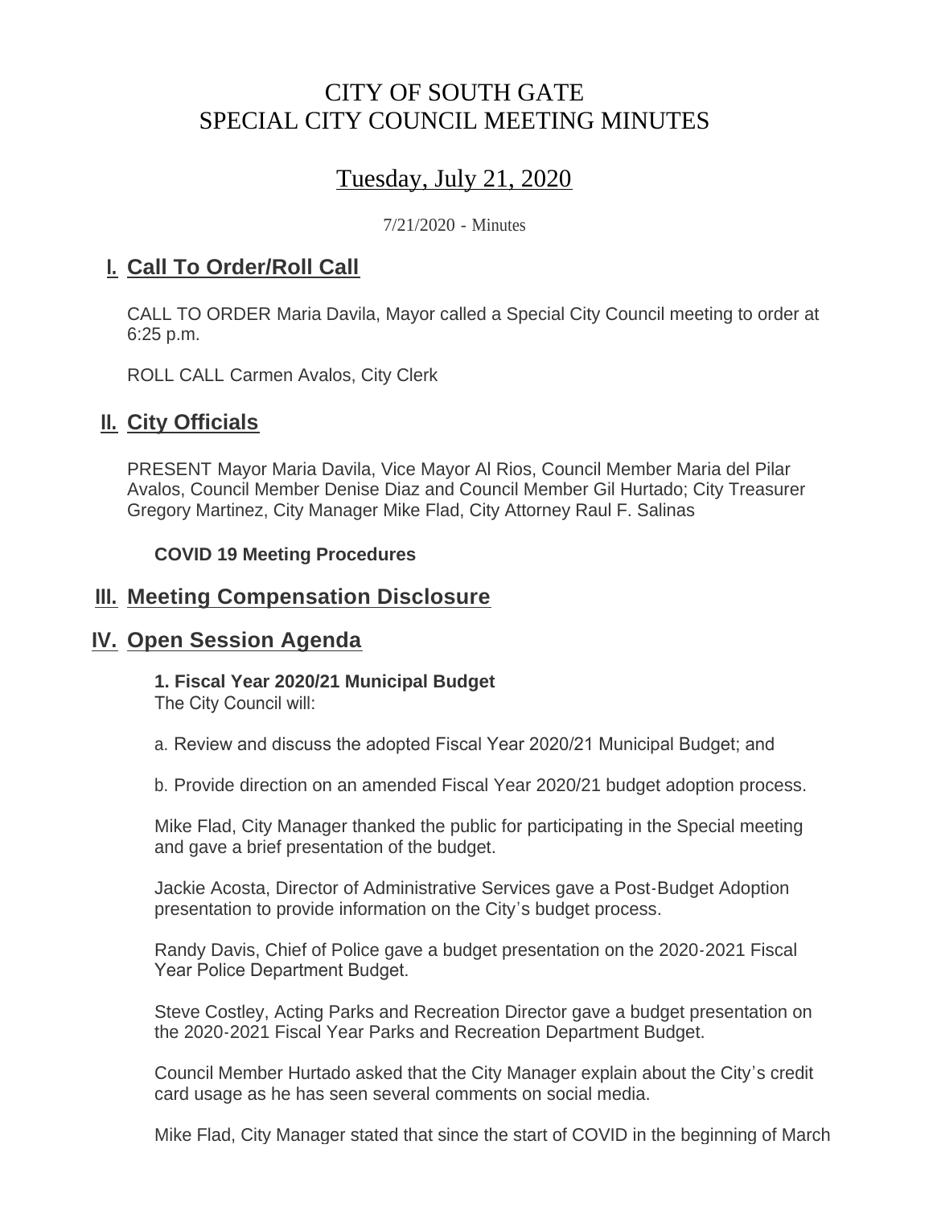# CITY OF SOUTH GATE
# SPECIAL CITY COUNCIL MEETING MINUTES

## Tuesday, July 21, 2020

7/21/2020 - Minutes

## I. Call To Order/Roll Call

CALL TO ORDER Maria Davila, Mayor called a Special City Council meeting to order at 6:25 p.m.

ROLL CALL Carmen Avalos, City Clerk

## II. City Officials

PRESENT Mayor Maria Davila, Vice Mayor Al Rios, Council Member Maria del Pilar Avalos, Council Member Denise Diaz and Council Member Gil Hurtado; City Treasurer Gregory Martinez, City Manager Mike Flad, City Attorney Raul F. Salinas

**COVID 19 Meeting Procedures**

## III. Meeting Compensation Disclosure

## IV. Open Session Agenda

**1. Fiscal Year 2020/21 Municipal Budget**
The City Council will:

a. Review and discuss the adopted Fiscal Year 2020/21 Municipal Budget; and

b. Provide direction on an amended Fiscal Year 2020/21 budget adoption process.

Mike Flad, City Manager thanked the public for participating in the Special meeting and gave a brief presentation of the budget.

Jackie Acosta, Director of Administrative Services gave a Post-Budget Adoption presentation to provide information on the City's budget process.

Randy Davis, Chief of Police gave a budget presentation on the 2020-2021 Fiscal Year Police Department Budget.

Steve Costley, Acting Parks and Recreation Director gave a budget presentation on the 2020-2021 Fiscal Year Parks and Recreation Department Budget.

Council Member Hurtado asked that the City Manager explain about the City's credit card usage as he has seen several comments on social media.

Mike Flad, City Manager stated that since the start of COVID in the beginning of March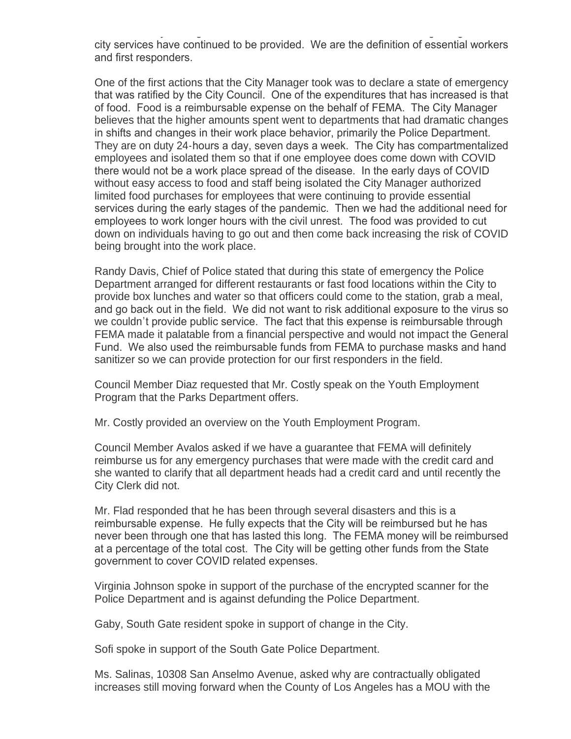city services have continued to be provided. We are the definition of essential workers and first responders.

One of the first actions that the City Manager took was to declare a state of emergency that was ratified by the City Council. One of the expenditures that has increased is that of food. Food is a reimbursable expense on the behalf of FEMA. The City Manager believes that the higher amounts spent went to departments that had dramatic changes in shifts and changes in their work place behavior, primarily the Police Department. They are on duty 24-hours a day, seven days a week. The City has compartmentalized employees and isolated them so that if one employee does come down with COVID there would not be a work place spread of the disease. In the early days of COVID without easy access to food and staff being isolated the City Manager authorized limited food purchases for employees that were continuing to provide essential services during the early stages of the pandemic. Then we had the additional need for employees to work longer hours with the civil unrest. The food was provided to cut down on individuals having to go out and then come back increasing the risk of COVID being brought into the work place.

Randy Davis, Chief of Police stated that during this state of emergency the Police Department arranged for different restaurants or fast food locations within the City to provide box lunches and water so that officers could come to the station, grab a meal, and go back out in the field. We did not want to risk additional exposure to the virus so we couldn't provide public service. The fact that this expense is reimbursable through FEMA made it palatable from a financial perspective and would not impact the General Fund. We also used the reimbursable funds from FEMA to purchase masks and hand sanitizer so we can provide protection for our first responders in the field.

Council Member Diaz requested that Mr. Costly speak on the Youth Employment Program that the Parks Department offers.

Mr. Costly provided an overview on the Youth Employment Program.

Council Member Avalos asked if we have a guarantee that FEMA will definitely reimburse us for any emergency purchases that were made with the credit card and she wanted to clarify that all department heads had a credit card and until recently the City Clerk did not.

Mr. Flad responded that he has been through several disasters and this is a reimbursable expense. He fully expects that the City will be reimbursed but he has never been through one that has lasted this long. The FEMA money will be reimbursed at a percentage of the total cost. The City will be getting other funds from the State government to cover COVID related expenses.

Virginia Johnson spoke in support of the purchase of the encrypted scanner for the Police Department and is against defunding the Police Department.

Gaby, South Gate resident spoke in support of change in the City.

Sofi spoke in support of the South Gate Police Department.

Ms. Salinas, 10308 San Anselmo Avenue, asked why are contractually obligated increases still moving forward when the County of Los Angeles has a MOU with the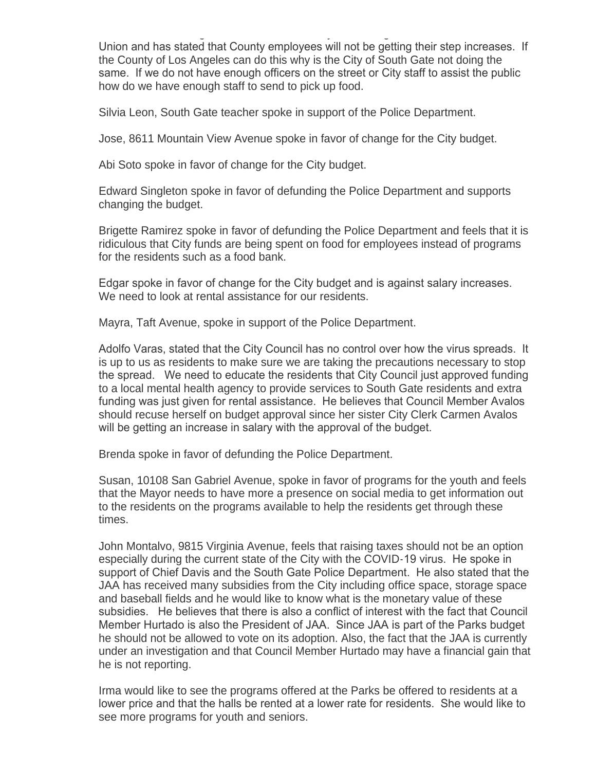Union and has stated that County employees will not be getting their step increases. If the County of Los Angeles can do this why is the City of South Gate not doing the same. If we do not have enough officers on the street or City staff to assist the public how do we have enough staff to send to pick up food.

Silvia Leon, South Gate teacher spoke in support of the Police Department.

Jose, 8611 Mountain View Avenue spoke in favor of change for the City budget.

Abi Soto spoke in favor of change for the City budget.

Edward Singleton spoke in favor of defunding the Police Department and supports changing the budget.

Brigette Ramirez spoke in favor of defunding the Police Department and feels that it is ridiculous that City funds are being spent on food for employees instead of programs for the residents such as a food bank.

Edgar spoke in favor of change for the City budget and is against salary increases. We need to look at rental assistance for our residents.

Mayra, Taft Avenue, spoke in support of the Police Department.

Adolfo Varas, stated that the City Council has no control over how the virus spreads. It is up to us as residents to make sure we are taking the precautions necessary to stop the spread. We need to educate the residents that City Council just approved funding to a local mental health agency to provide services to South Gate residents and extra funding was just given for rental assistance. He believes that Council Member Avalos should recuse herself on budget approval since her sister City Clerk Carmen Avalos will be getting an increase in salary with the approval of the budget.

Brenda spoke in favor of defunding the Police Department.

Susan, 10108 San Gabriel Avenue, spoke in favor of programs for the youth and feels that the Mayor needs to have more a presence on social media to get information out to the residents on the programs available to help the residents get through these times.

John Montalvo, 9815 Virginia Avenue, feels that raising taxes should not be an option especially during the current state of the City with the COVID-19 virus. He spoke in support of Chief Davis and the South Gate Police Department. He also stated that the JAA has received many subsidies from the City including office space, storage space and baseball fields and he would like to know what is the monetary value of these subsidies. He believes that there is also a conflict of interest with the fact that Council Member Hurtado is also the President of JAA. Since JAA is part of the Parks budget he should not be allowed to vote on its adoption. Also, the fact that the JAA is currently under an investigation and that Council Member Hurtado may have a financial gain that he is not reporting.

Irma would like to see the programs offered at the Parks be offered to residents at a lower price and that the halls be rented at a lower rate for residents. She would like to see more programs for youth and seniors.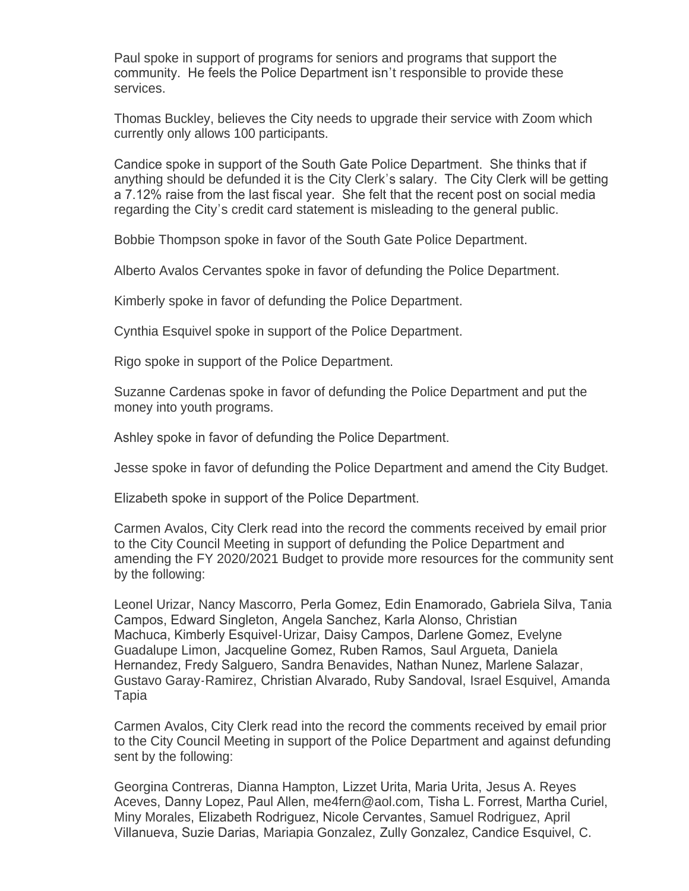Paul spoke in support of programs for seniors and programs that support the community. He feels the Police Department isn't responsible to provide these services.

Thomas Buckley, believes the City needs to upgrade their service with Zoom which currently only allows 100 participants.

Candice spoke in support of the South Gate Police Department. She thinks that if anything should be defunded it is the City Clerk's salary. The City Clerk will be getting a 7.12% raise from the last fiscal year. She felt that the recent post on social media regarding the City's credit card statement is misleading to the general public.

Bobbie Thompson spoke in favor of the South Gate Police Department.

Alberto Avalos Cervantes spoke in favor of defunding the Police Department.

Kimberly spoke in favor of defunding the Police Department.

Cynthia Esquivel spoke in support of the Police Department.

Rigo spoke in support of the Police Department.

Suzanne Cardenas spoke in favor of defunding the Police Department and put the money into youth programs.

Ashley spoke in favor of defunding the Police Department.

Jesse spoke in favor of defunding the Police Department and amend the City Budget.

Elizabeth spoke in support of the Police Department.

Carmen Avalos, City Clerk read into the record the comments received by email prior to the City Council Meeting in support of defunding the Police Department and amending the FY 2020/2021 Budget to provide more resources for the community sent by the following:

Leonel Urizar, Nancy Mascorro, Perla Gomez, Edin Enamorado, Gabriela Silva, Tania Campos, Edward Singleton, Angela Sanchez, Karla Alonso, Christian Machuca, Kimberly Esquivel-Urizar, Daisy Campos, Darlene Gomez, Evelyne Guadalupe Limon, Jacqueline Gomez, Ruben Ramos, Saul Argueta, Daniela Hernandez, Fredy Salguero, Sandra Benavides, Nathan Nunez, Marlene Salazar, Gustavo Garay-Ramirez, Christian Alvarado, Ruby Sandoval, Israel Esquivel, Amanda Tapia

Carmen Avalos, City Clerk read into the record the comments received by email prior to the City Council Meeting in support of the Police Department and against defunding sent by the following:

Georgina Contreras, Dianna Hampton, Lizzet Urita, Maria Urita, Jesus A. Reyes Aceves, Danny Lopez, Paul Allen, me4fern@aol.com, Tisha L. Forrest, Martha Curiel, Miny Morales, Elizabeth Rodriguez, Nicole Cervantes, Samuel Rodriguez, April Villanueva, Suzie Darias, Mariapia Gonzalez, Zully Gonzalez, Candice Esquivel, C.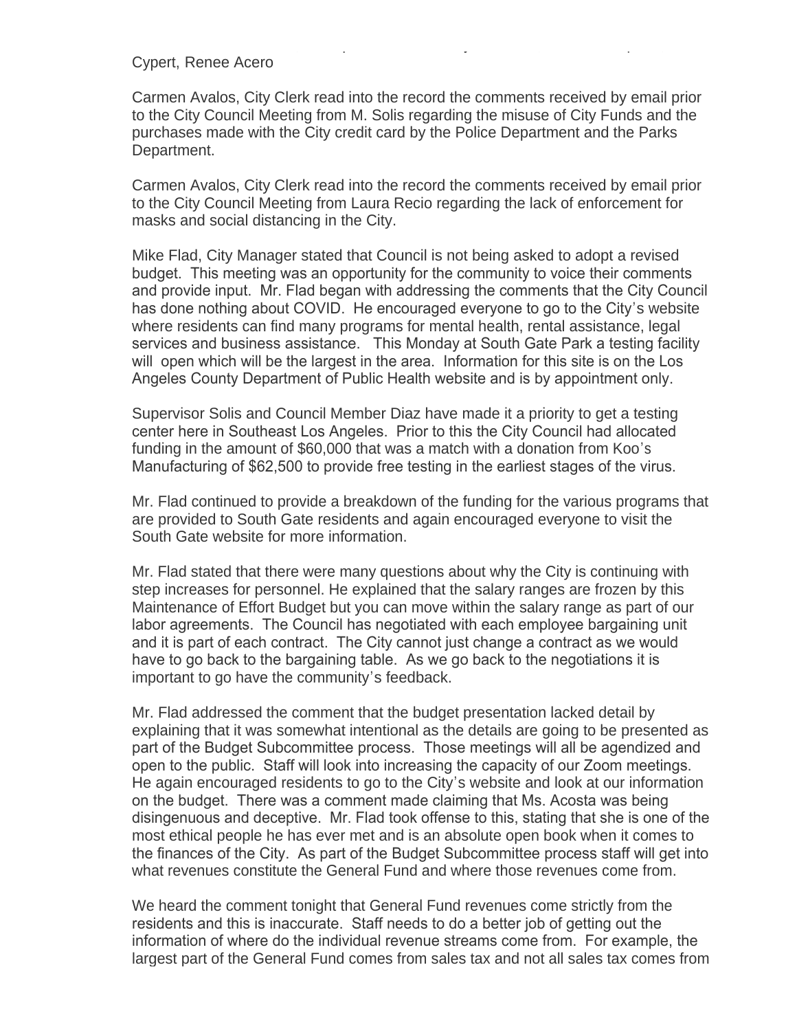Cypert, Renee Acero

Carmen Avalos, City Clerk read into the record the comments received by email prior to the City Council Meeting from M. Solis regarding the misuse of City Funds and the purchases made with the City credit card by the Police Department and the Parks Department.

Carmen Avalos, City Clerk read into the record the comments received by email prior to the City Council Meeting from Laura Recio regarding the lack of enforcement for masks and social distancing in the City.

Mike Flad, City Manager stated that Council is not being asked to adopt a revised budget. This meeting was an opportunity for the community to voice their comments and provide input. Mr. Flad began with addressing the comments that the City Council has done nothing about COVID. He encouraged everyone to go to the City's website where residents can find many programs for mental health, rental assistance, legal services and business assistance. This Monday at South Gate Park a testing facility will open which will be the largest in the area. Information for this site is on the Los Angeles County Department of Public Health website and is by appointment only.

Supervisor Solis and Council Member Diaz have made it a priority to get a testing center here in Southeast Los Angeles. Prior to this the City Council had allocated funding in the amount of $60,000 that was a match with a donation from Koo's Manufacturing of $62,500 to provide free testing in the earliest stages of the virus.

Mr. Flad continued to provide a breakdown of the funding for the various programs that are provided to South Gate residents and again encouraged everyone to visit the South Gate website for more information.

Mr. Flad stated that there were many questions about why the City is continuing with step increases for personnel. He explained that the salary ranges are frozen by this Maintenance of Effort Budget but you can move within the salary range as part of our labor agreements. The Council has negotiated with each employee bargaining unit and it is part of each contract. The City cannot just change a contract as we would have to go back to the bargaining table. As we go back to the negotiations it is important to go have the community's feedback.

Mr. Flad addressed the comment that the budget presentation lacked detail by explaining that it was somewhat intentional as the details are going to be presented as part of the Budget Subcommittee process. Those meetings will all be agendized and open to the public. Staff will look into increasing the capacity of our Zoom meetings. He again encouraged residents to go to the City's website and look at our information on the budget. There was a comment made claiming that Ms. Acosta was being disingenuous and deceptive. Mr. Flad took offense to this, stating that she is one of the most ethical people he has ever met and is an absolute open book when it comes to the finances of the City. As part of the Budget Subcommittee process staff will get into what revenues constitute the General Fund and where those revenues come from.

We heard the comment tonight that General Fund revenues come strictly from the residents and this is inaccurate. Staff needs to do a better job of getting out the information of where do the individual revenue streams come from. For example, the largest part of the General Fund comes from sales tax and not all sales tax comes from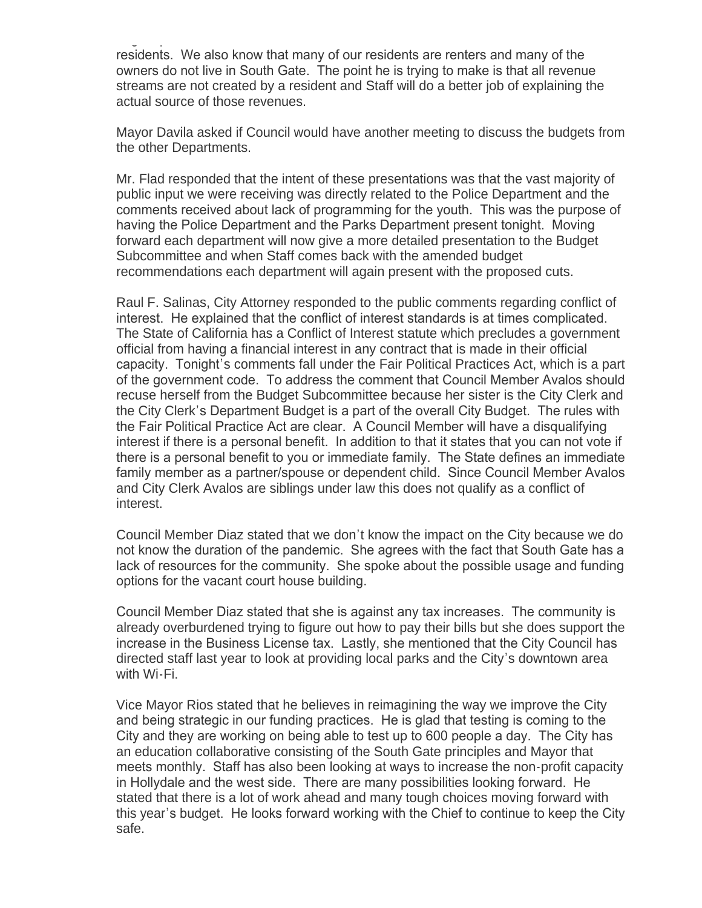residents. We also know that many of our residents are renters and many of the owners do not live in South Gate. The point he is trying to make is that all revenue streams are not created by a resident and Staff will do a better job of explaining the actual source of those revenues.

Mayor Davila asked if Council would have another meeting to discuss the budgets from the other Departments.

Mr. Flad responded that the intent of these presentations was that the vast majority of public input we were receiving was directly related to the Police Department and the comments received about lack of programming for the youth. This was the purpose of having the Police Department and the Parks Department present tonight. Moving forward each department will now give a more detailed presentation to the Budget Subcommittee and when Staff comes back with the amended budget recommendations each department will again present with the proposed cuts.

Raul F. Salinas, City Attorney responded to the public comments regarding conflict of interest. He explained that the conflict of interest standards is at times complicated. The State of California has a Conflict of Interest statute which precludes a government official from having a financial interest in any contract that is made in their official capacity. Tonight's comments fall under the Fair Political Practices Act, which is a part of the government code. To address the comment that Council Member Avalos should recuse herself from the Budget Subcommittee because her sister is the City Clerk and the City Clerk's Department Budget is a part of the overall City Budget. The rules with the Fair Political Practice Act are clear. A Council Member will have a disqualifying interest if there is a personal benefit. In addition to that it states that you can not vote if there is a personal benefit to you or immediate family. The State defines an immediate family member as a partner/spouse or dependent child. Since Council Member Avalos and City Clerk Avalos are siblings under law this does not qualify as a conflict of interest.

Council Member Diaz stated that we don't know the impact on the City because we do not know the duration of the pandemic. She agrees with the fact that South Gate has a lack of resources for the community. She spoke about the possible usage and funding options for the vacant court house building.

Council Member Diaz stated that she is against any tax increases. The community is already overburdened trying to figure out how to pay their bills but she does support the increase in the Business License tax. Lastly, she mentioned that the City Council has directed staff last year to look at providing local parks and the City's downtown area with Wi-Fi.

Vice Mayor Rios stated that he believes in reimagining the way we improve the City and being strategic in our funding practices. He is glad that testing is coming to the City and they are working on being able to test up to 600 people a day. The City has an education collaborative consisting of the South Gate principles and Mayor that meets monthly. Staff has also been looking at ways to increase the non-profit capacity in Hollydale and the west side. There are many possibilities looking forward. He stated that there is a lot of work ahead and many tough choices moving forward with this year's budget. He looks forward working with the Chief to continue to keep the City safe.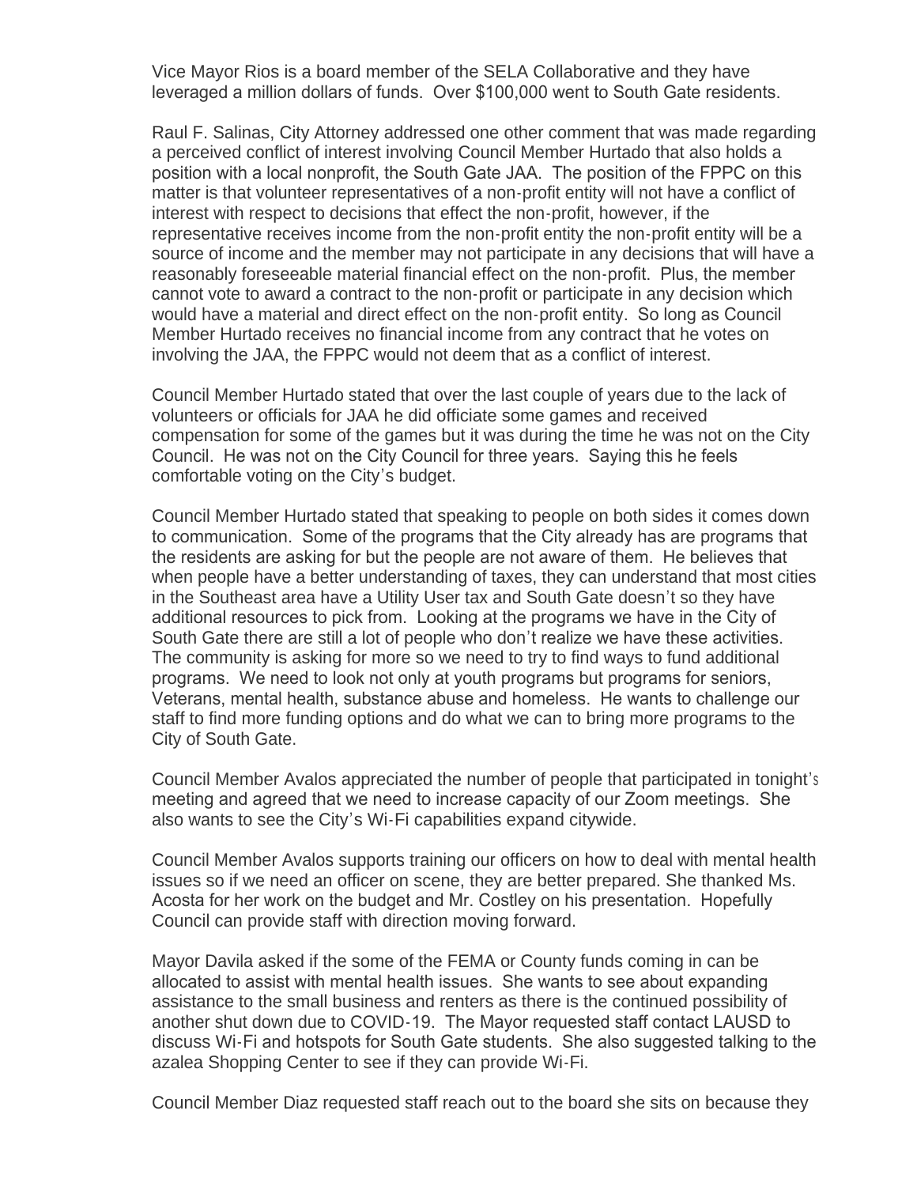Vice Mayor Rios is a board member of the SELA Collaborative and they have leveraged a million dollars of funds. Over $100,000 went to South Gate residents.

Raul F. Salinas, City Attorney addressed one other comment that was made regarding a perceived conflict of interest involving Council Member Hurtado that also holds a position with a local nonprofit, the South Gate JAA. The position of the FPPC on this matter is that volunteer representatives of a non-profit entity will not have a conflict of interest with respect to decisions that effect the non-profit, however, if the representative receives income from the non-profit entity the non-profit entity will be a source of income and the member may not participate in any decisions that will have a reasonably foreseeable material financial effect on the non-profit. Plus, the member cannot vote to award a contract to the non-profit or participate in any decision which would have a material and direct effect on the non-profit entity. So long as Council Member Hurtado receives no financial income from any contract that he votes on involving the JAA, the FPPC would not deem that as a conflict of interest.

Council Member Hurtado stated that over the last couple of years due to the lack of volunteers or officials for JAA he did officiate some games and received compensation for some of the games but it was during the time he was not on the City Council. He was not on the City Council for three years. Saying this he feels comfortable voting on the City's budget.

Council Member Hurtado stated that speaking to people on both sides it comes down to communication. Some of the programs that the City already has are programs that the residents are asking for but the people are not aware of them. He believes that when people have a better understanding of taxes, they can understand that most cities in the Southeast area have a Utility User tax and South Gate doesn't so they have additional resources to pick from. Looking at the programs we have in the City of South Gate there are still a lot of people who don't realize we have these activities. The community is asking for more so we need to try to find ways to fund additional programs. We need to look not only at youth programs but programs for seniors, Veterans, mental health, substance abuse and homeless. He wants to challenge our staff to find more funding options and do what we can to bring more programs to the City of South Gate.

Council Member Avalos appreciated the number of people that participated in tonight's meeting and agreed that we need to increase capacity of our Zoom meetings. She also wants to see the City's Wi-Fi capabilities expand citywide.

Council Member Avalos supports training our officers on how to deal with mental health issues so if we need an officer on scene, they are better prepared. She thanked Ms. Acosta for her work on the budget and Mr. Costley on his presentation. Hopefully Council can provide staff with direction moving forward.

Mayor Davila asked if the some of the FEMA or County funds coming in can be allocated to assist with mental health issues. She wants to see about expanding assistance to the small business and renters as there is the continued possibility of another shut down due to COVID-19. The Mayor requested staff contact LAUSD to discuss Wi-Fi and hotspots for South Gate students. She also suggested talking to the azalea Shopping Center to see if they can provide Wi-Fi.

Council Member Diaz requested staff reach out to the board she sits on because they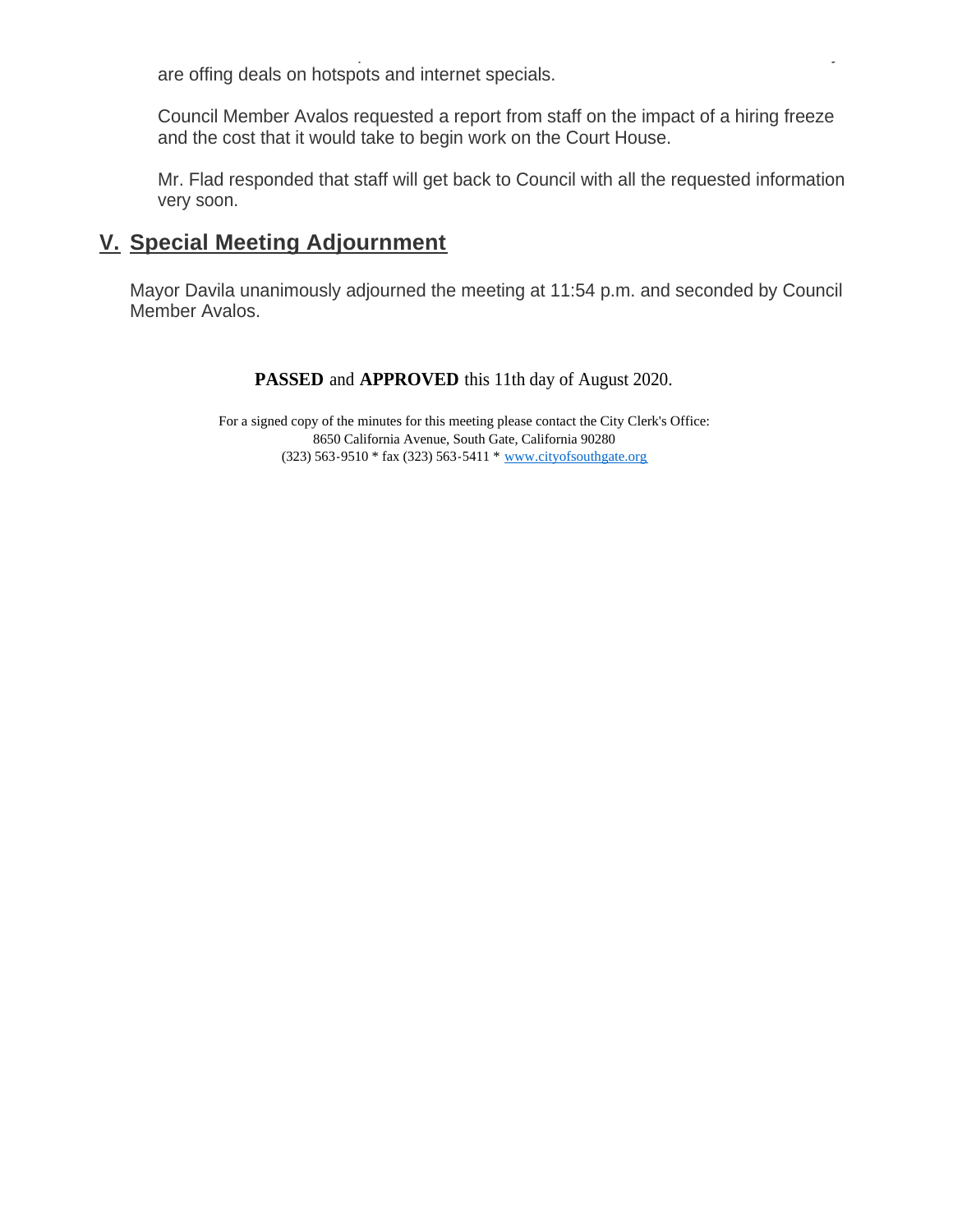are offing deals on hotspots and internet specials.

Council Member Avalos requested a report from staff on the impact of a hiring freeze and the cost that it would take to begin work on the Court House.

Mr. Flad responded that staff will get back to Council with all the requested information very soon.

## V. Special Meeting Adjournment

Mayor Davila unanimously adjourned the meeting at 11:54 p.m. and seconded by Council Member Avalos.

**PASSED** and **APPROVED** this 11th day of August 2020.

For a signed copy of the minutes for this meeting please contact the City Clerk's Office:
8650 California Avenue, South Gate, California 90280
(323) 563-9510 * fax (323) 563-5411 * www.cityofsouthgate.org